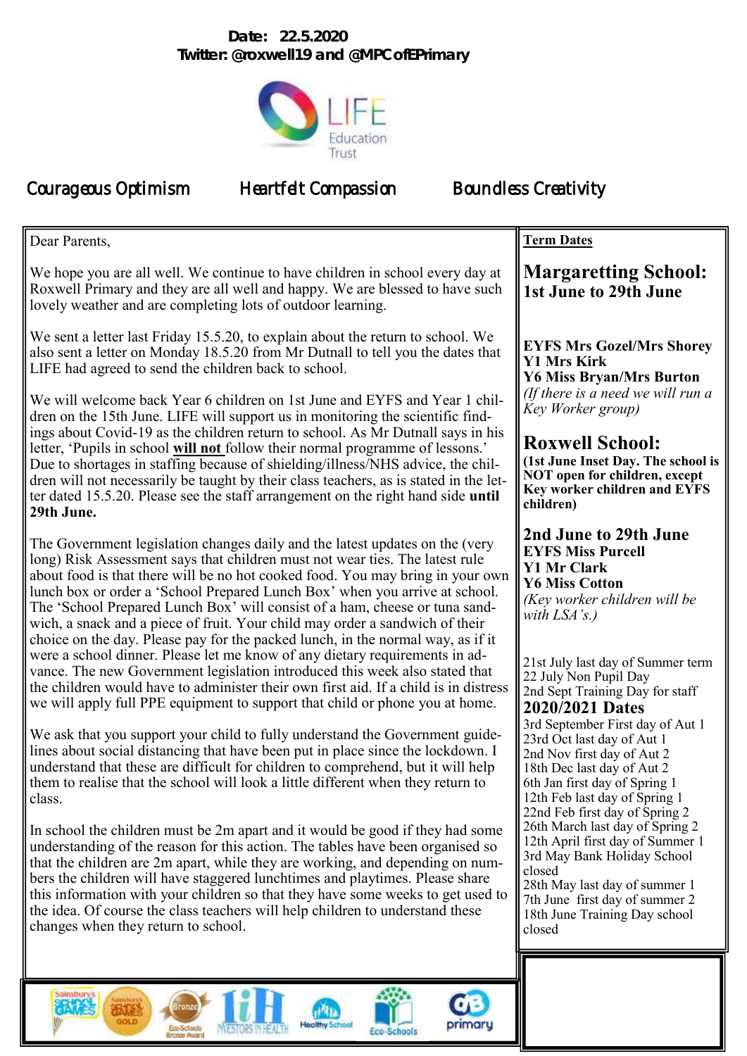**Date: 22.5.2020**
**Twitter: @roxwell19 and @MPCofEPrimary**

LIFE Education Trust

Courageous Optimism     Heartfelt Compassion     Boundless Creativity

Dear Parents,

We hope you are all well. We continue to have children in school every day at Roxwell Primary and they are all well and happy. We are blessed to have such lovely weather and are completing lots of outdoor learning.

We sent a letter last Friday 15.5.20, to explain about the return to school. We also sent a letter on Monday 18.5.20 from Mr Dutnall to tell you the dates that LIFE had agreed to send the children back to school.

We will welcome back Year 6 children on 1st June and EYFS and Year 1 children on the 15th June. LIFE will support us in monitoring the scientific findings about Covid-19 as the children return to school. As Mr Dutnall says in his letter, 'Pupils in school **will not** follow their normal programme of lessons.' Due to shortages in staffing because of shielding/illness/NHS advice, the children will not necessarily be taught by their class teachers, as is stated in the letter dated 15.5.20. Please see the staff arrangement on the right hand side **until 29th June.**

The Government legislation changes daily and the latest updates on the (very long) Risk Assessment says that children must not wear ties. The latest rule about food is that there will be no hot cooked food. You may bring in your own lunch box or order a 'School Prepared Lunch Box' when you arrive at school. The 'School Prepared Lunch Box' will consist of a ham, cheese or tuna sandwich, a snack and a piece of fruit. Your child may order a sandwich of their choice on the day. Please pay for the packed lunch, in the normal way, as if it were a school dinner. Please let me know of any dietary requirements in advance. The new Government legislation introduced this week also stated that the children would have to administer their own first aid. If a child is in distress we will apply full PPE equipment to support that child or phone you at home.

We ask that you support your child to fully understand the Government guidelines about social distancing that have been put in place since the lockdown. I understand that these are difficult for children to comprehend, but it will help them to realise that the school will look a little different when they return to class.

In school the children must be 2m apart and it would be good if they had some understanding of the reason for this action. The tables have been organised so that the children are 2m apart, while they are working, and depending on numbers the children will have staggered lunchtimes and playtimes. Please share this information with your children so that they have some weeks to get used to the idea. Of course the class teachers will help children to understand these changes when they return to school.

**Term Dates**

## Margaretting School: 1st June to 29th June

**EYFS Mrs Gozel/Mrs Shorey**
**Y1 Mrs Kirk**
**Y6 Miss Bryan/Mrs Burton**
*(If there is a need we will run a Key Worker group)*

## Roxwell School:

**(1st June Inset Day. The school is NOT open for children, except Key worker children and EYFS children)**

### 2nd June to 29th June

**EYFS Miss Purcell**
**Y1 Mr Clark**
**Y6 Miss Cotton**
*(Key worker children will be with LSA's.)*

21st July last day of Summer term
22 July Non Pupil Day
2nd Sept Training Day for staff

### 2020/2021 Dates

3rd September First day of Aut 1
23rd Oct last day of Aut 1
2nd Nov first day of Aut 2
18th Dec last day of Aut 2
6th Jan first day of Spring 1
12th Feb last day of Spring 1
22nd Feb first day of Spring 2
26th March last day of Spring 2
12th April first day of Summer 1
3rd May Bank Holiday School closed
28th May last day of summer 1
7th June first day of summer 2
18th June Training Day school closed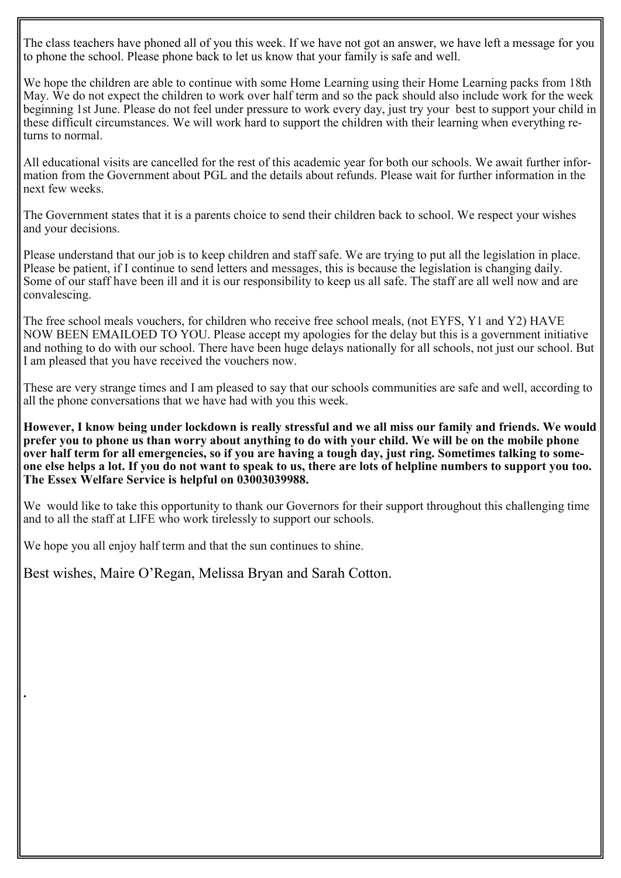The class teachers have phoned all of you this week. If we have not got an answer, we have left a message for you to phone the school. Please phone back to let us know that your family is safe and well.

We hope the children are able to continue with some Home Learning using their Home Learning packs from 18th May. We do not expect the children to work over half term and so the pack should also include work for the week beginning 1st June. Please do not feel under pressure to work every day, just try your best to support your child in these difficult circumstances. We will work hard to support the children with their learning when everything returns to normal.

All educational visits are cancelled for the rest of this academic year for both our schools. We await further information from the Government about PGL and the details about refunds. Please wait for further information in the next few weeks.

The Government states that it is a parents choice to send their children back to school. We respect your wishes and your decisions.

Please understand that our job is to keep children and staff safe. We are trying to put all the legislation in place. Please be patient, if I continue to send letters and messages, this is because the legislation is changing daily. Some of our staff have been ill and it is our responsibility to keep us all safe. The staff are all well now and are convalescing.

The free school meals vouchers, for children who receive free school meals, (not EYFS, Y1 and Y2) HAVE NOW BEEN EMAILOED TO YOU. Please accept my apologies for the delay but this is a government initiative and nothing to do with our school. There have been huge delays nationally for all schools, not just our school. But I am pleased that you have received the vouchers now.

These are very strange times and I am pleased to say that our schools communities are safe and well, according to all the phone conversations that we have had with you this week.

**However, I know being under lockdown is really stressful and we all miss our family and friends. We would prefer you to phone us than worry about anything to do with your child. We will be on the mobile phone over half term for all emergencies, so if you are having a tough day, just ring. Sometimes talking to someone else helps a lot. If you do not want to speak to us, there are lots of helpline numbers to support you too. The Essex Welfare Service is helpful on 03003039988.**

We would like to take this opportunity to thank our Governors for their support throughout this challenging time and to all the staff at LIFE who work tirelessly to support our schools.

We hope you all enjoy half term and that the sun continues to shine.

Best wishes, Maire O'Regan, Melissa Bryan and Sarah Cotton.

.